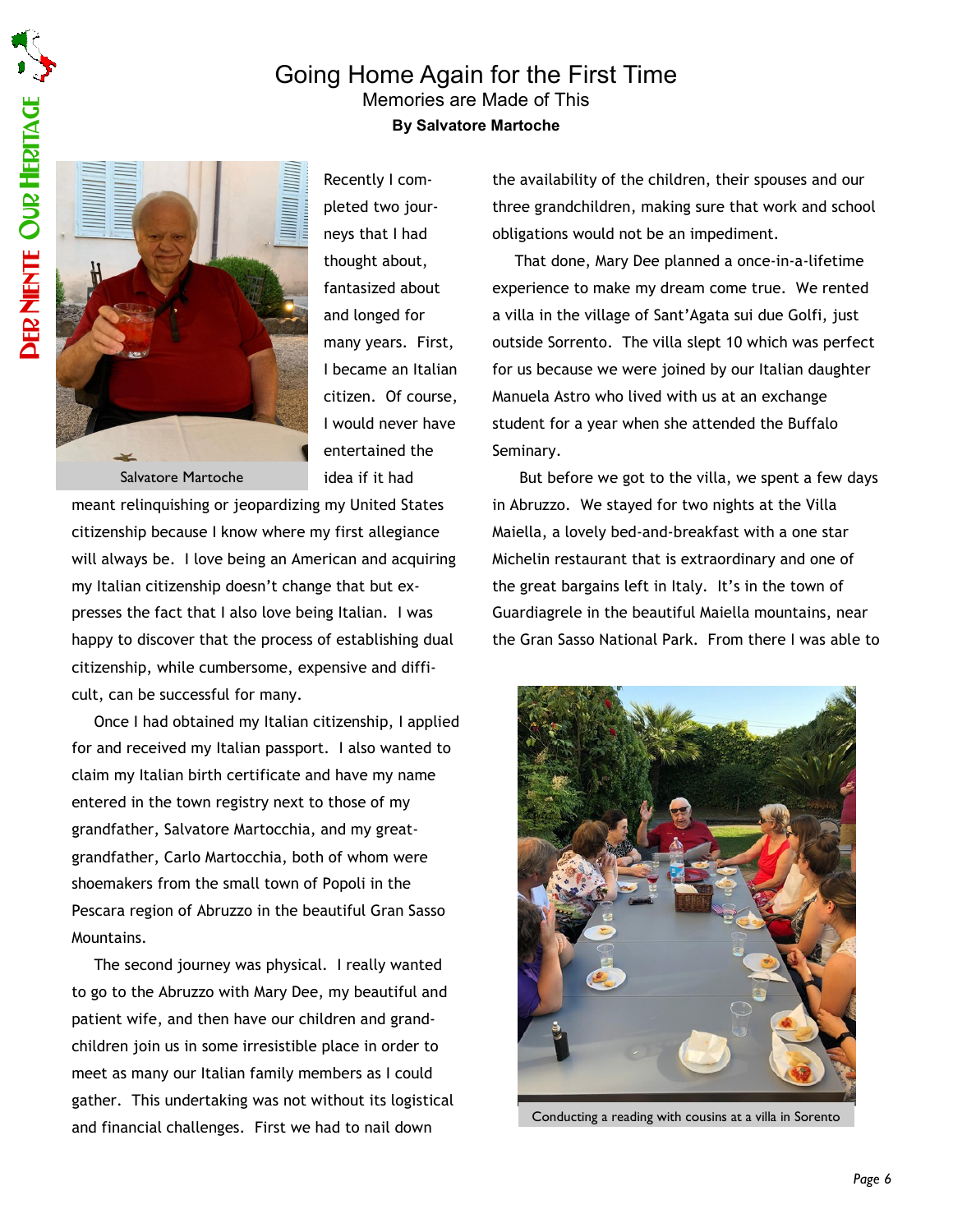# Going Home Again for the First Time

## Memories are Made of This

**By Salvatore Martoche**

Salvatore Martoche

Recently I completed two journeys that I had thought about, fantasized about and longed for many years. First, I became an Italian citizen. Of course, I would never have entertained the idea if it had meant relinquishing or jeopardizing my United States citizenship because I know where my first allegiance will always be. I love being an American and acquiring my Italian citizenship doesn't change that but expresses the fact that I also love being Italian. I was happy to discover that the process of establishing dual citizenship, while cumbersome, expensive and difficult, can be successful for many.

Once I had obtained my Italian citizenship, I applied for and received my Italian passport. I also wanted to claim my Italian birth certificate and have my name entered in the town registry next to those of my grandfather, Salvatore Martocchia, and my great-grandfather, Carlo Martocchia, both of whom were shoemakers from the small town of Popoli in the Pescara region of Abruzzo in the beautiful Gran Sasso Mountains.

The second journey was physical. I really wanted to go to the Abruzzo with Mary Dee, my beautiful and patient wife, and then have our children and grandchildren join us in some irresistible place in order to meet as many our Italian family members as I could gather. This undertaking was not without its logistical and financial challenges. First we had to nail down the availability of the children, their spouses and our three grandchildren, making sure that work and school obligations would not be an impediment.

That done, Mary Dee planned a once-in-a-lifetime experience to make my dream come true. We rented a villa in the village of Sant'Agata sui due Golfi, just outside Sorrento. The villa slept 10 which was perfect for us because we were joined by our Italian daughter Manuela Astro who lived with us at an exchange student for a year when she attended the Buffalo Seminary.

But before we got to the villa, we spent a few days in Abruzzo. We stayed for two nights at the Villa Maiella, a lovely bed-and-breakfast with a one star Michelin restaurant that is extraordinary and one of the great bargains left in Italy. It's in the town of Guardiagrele in the beautiful Maiella mountains, near the Gran Sasso National Park. From there I was able to

Conducting a reading with cousins at a villa in Sorento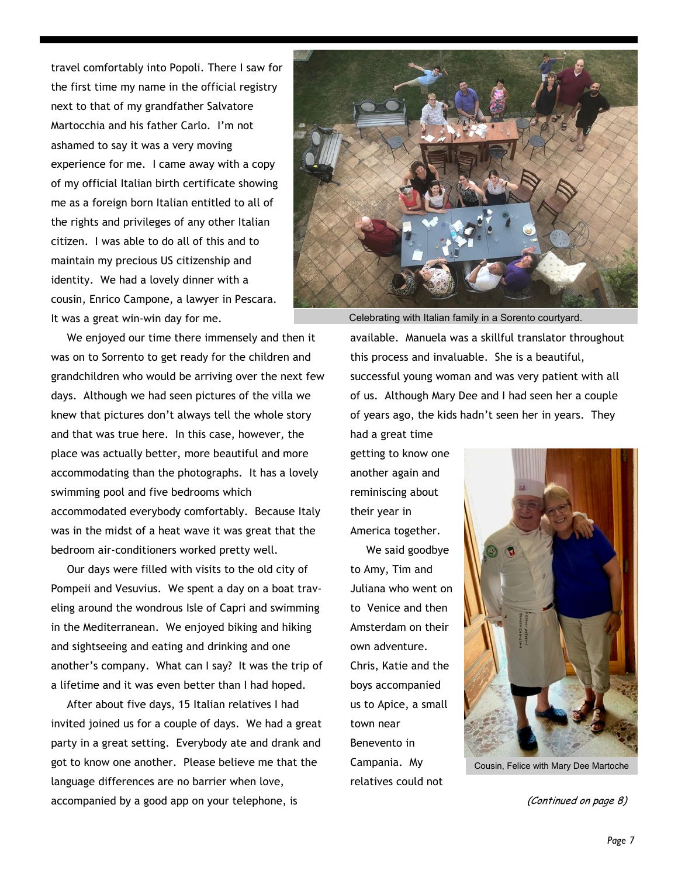travel comfortably into Popoli. There I saw for the first time my name in the official registry next to that of my grandfather Salvatore Martocchia and his father Carlo. I'm not ashamed to say it was a very moving experience for me. I came away with a copy of my official Italian birth certificate showing me as a foreign born Italian entitled to all of the rights and privileges of any other Italian citizen. I was able to do all of this and to maintain my precious US citizenship and identity. We had a lovely dinner with a cousin, Enrico Campone, a lawyer in Pescara. It was a great win-win day for me.

We enjoyed our time there immensely and then it was on to Sorrento to get ready for the children and grandchildren who would be arriving over the next few days. Although we had seen pictures of the villa we knew that pictures don't always tell the whole story and that was true here. In this case, however, the place was actually better, more beautiful and more accommodating than the photographs. It has a lovely swimming pool and five bedrooms which accommodated everybody comfortably. Because Italy was in the midst of a heat wave it was great that the bedroom air-conditioners worked pretty well.

Our days were filled with visits to the old city of Pompeii and Vesuvius. We spent a day on a boat traveling around the wondrous Isle of Capri and swimming in the Mediterranean. We enjoyed biking and hiking and sightseeing and eating and drinking and one another's company. What can I say? It was the trip of a lifetime and it was even better than I had hoped.

After about five days, 15 Italian relatives I had invited joined us for a couple of days. We had a great party in a great setting. Everybody ate and drank and got to know one another. Please believe me that the language differences are no barrier when love, accompanied by a good app on your telephone, is available. Manuela was a skillful translator throughout this process and invaluable. She is a beautiful, successful young woman and was very patient with all of us. Although Mary Dee and I had seen her a couple of years ago, the kids hadn't seen her in years. They had a great time getting to know one another again and reminiscing about their year in America together.

Celebrating with Italian family in a Sorento courtyard.

We said goodbye to Amy, Tim and Juliana who went on to Venice and then Amsterdam on their own adventure. Chris, Katie and the boys accompanied us to Apice, a small town near Benevento in Campania. My relatives could not

Cousin, Felice with Mary Dee Martoche

*(Continued on page 8)*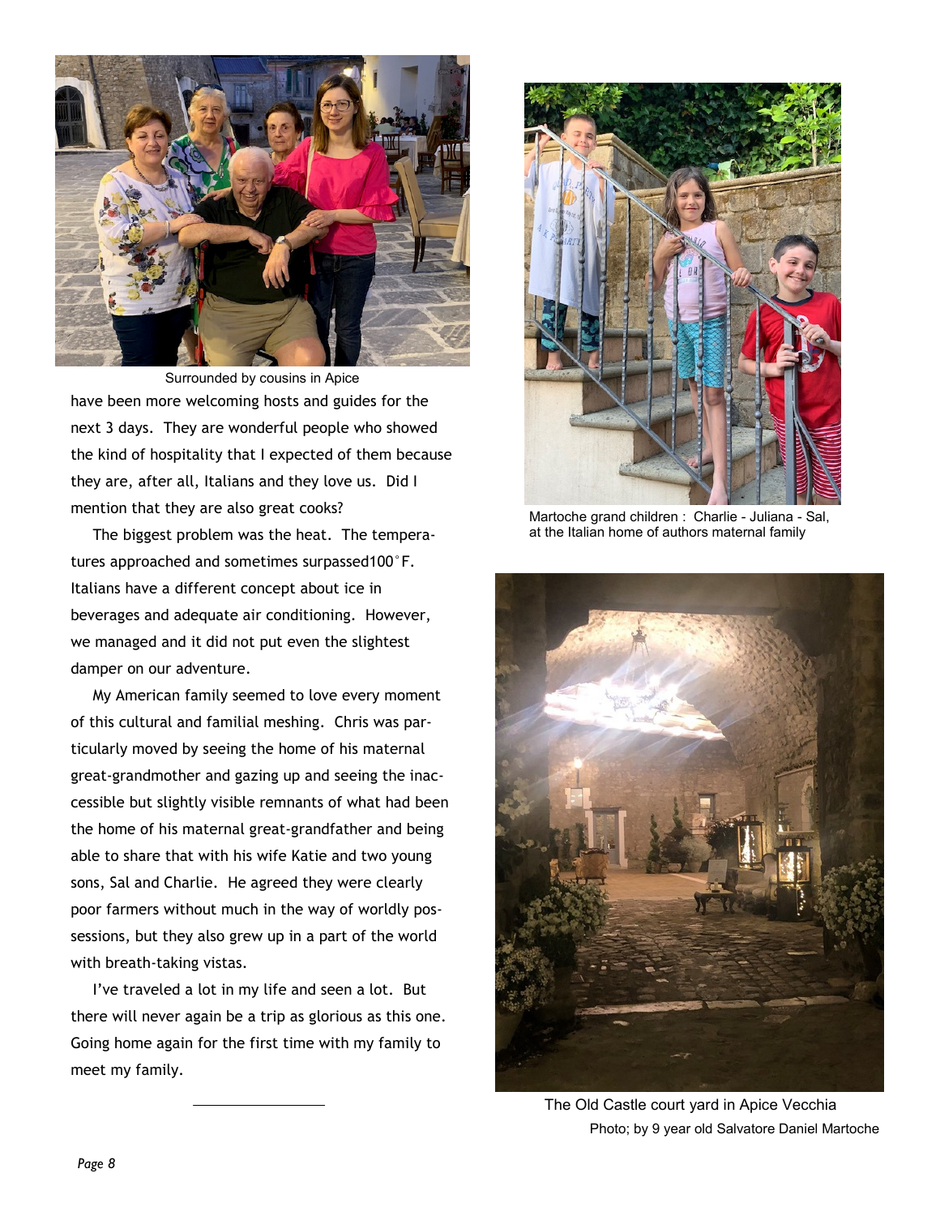Surrounded by cousins in Apice

have been more welcoming hosts and guides for the next 3 days. They are wonderful people who showed the kind of hospitality that I expected of them because they are, after all, Italians and they love us. Did I mention that they are also great cooks?

The biggest problem was the heat. The temperatures approached and sometimes surpassed100°F. Italians have a different concept about ice in beverages and adequate air conditioning. However, we managed and it did not put even the slightest damper on our adventure.

My American family seemed to love every moment of this cultural and familial meshing. Chris was particularly moved by seeing the home of his maternal great-grandmother and gazing up and seeing the inaccessible but slightly visible remnants of what had been the home of his maternal great-grandfather and being able to share that with his wife Katie and two young sons, Sal and Charlie. He agreed they were clearly poor farmers without much in the way of worldly possessions, but they also grew up in a part of the world with breath-taking vistas.

I've traveled a lot in my life and seen a lot. But there will never again be a trip as glorious as this one. Going home again for the first time with my family to meet my family.

---

Martoche grand children : Charlie - Juliana - Sal, at the Italian home of authors maternal family

The Old Castle court yard in Apice Vecchia

Photo; by 9 year old Salvatore Daniel Martoche